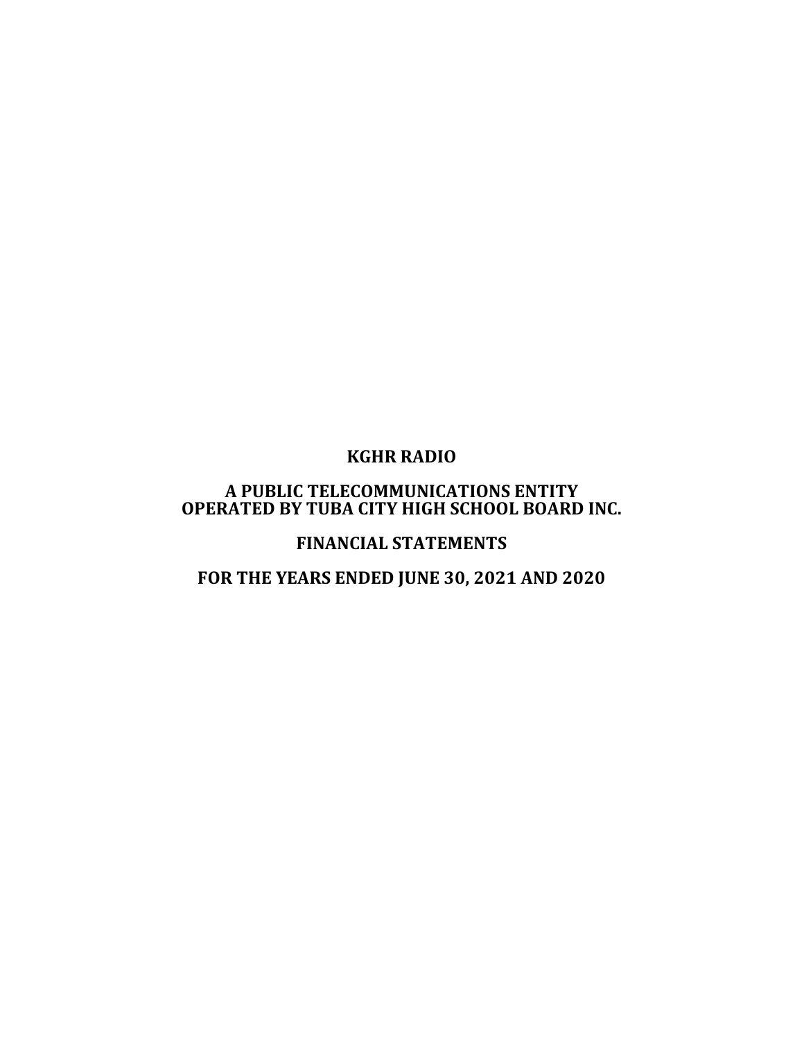# KGHR RADIO

## A PUBLIC TELECOMMUNICATIONS ENTITY
## OPERATED BY TUBA CITY HIGH SCHOOL BOARD INC.

## FINANCIAL STATEMENTS

## FOR THE YEARS ENDED JUNE 30, 2021 AND 2020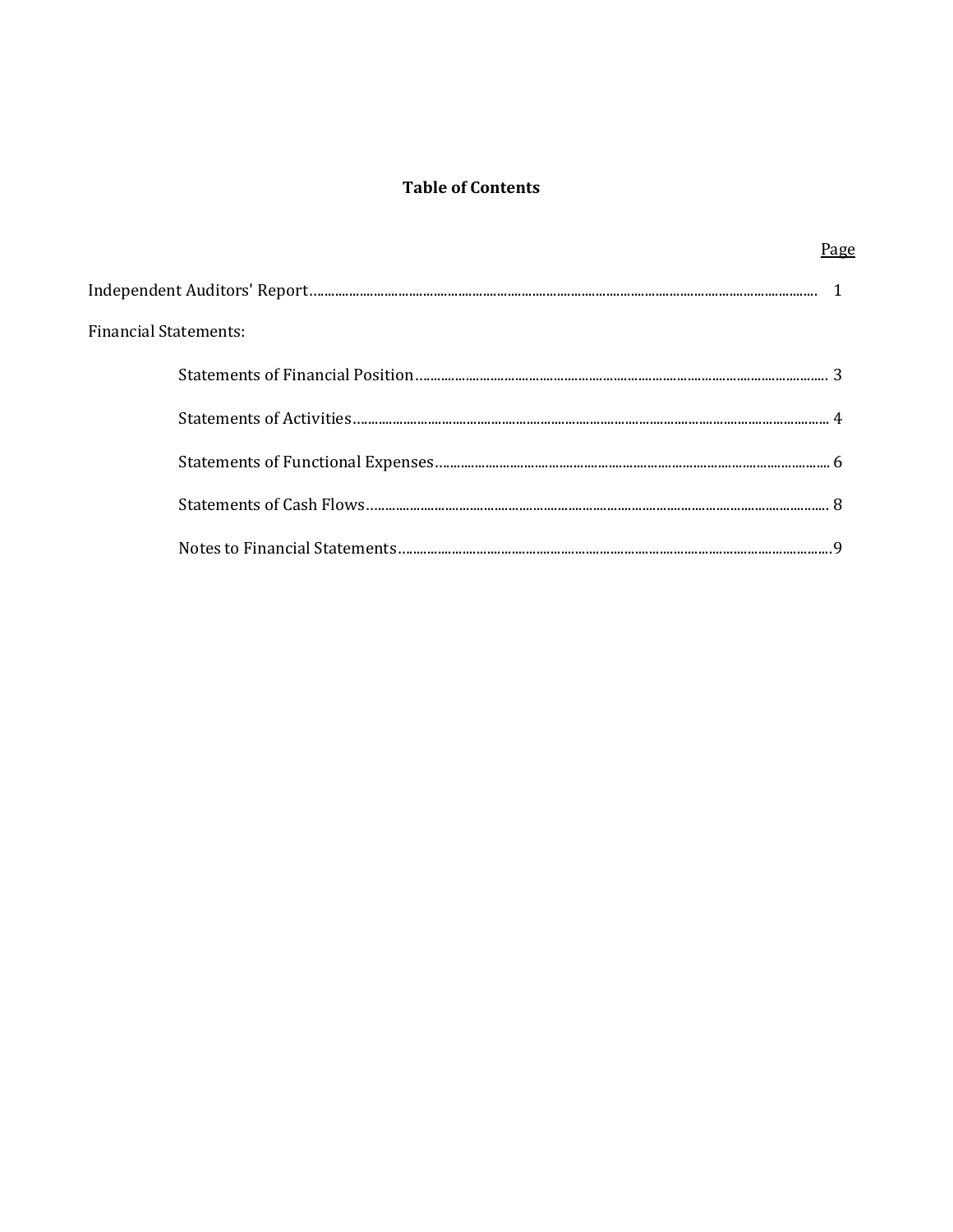# Table of Contents

| | Page |
|---|---|
| Independent Auditors' Report | 1 |
| Financial Statements: | |
| Statements of Financial Position | 3 |
| Statements of Activities | 4 |
| Statements of Functional Expenses | 6 |
| Statements of Cash Flows | 8 |
| Notes to Financial Statements | 9 |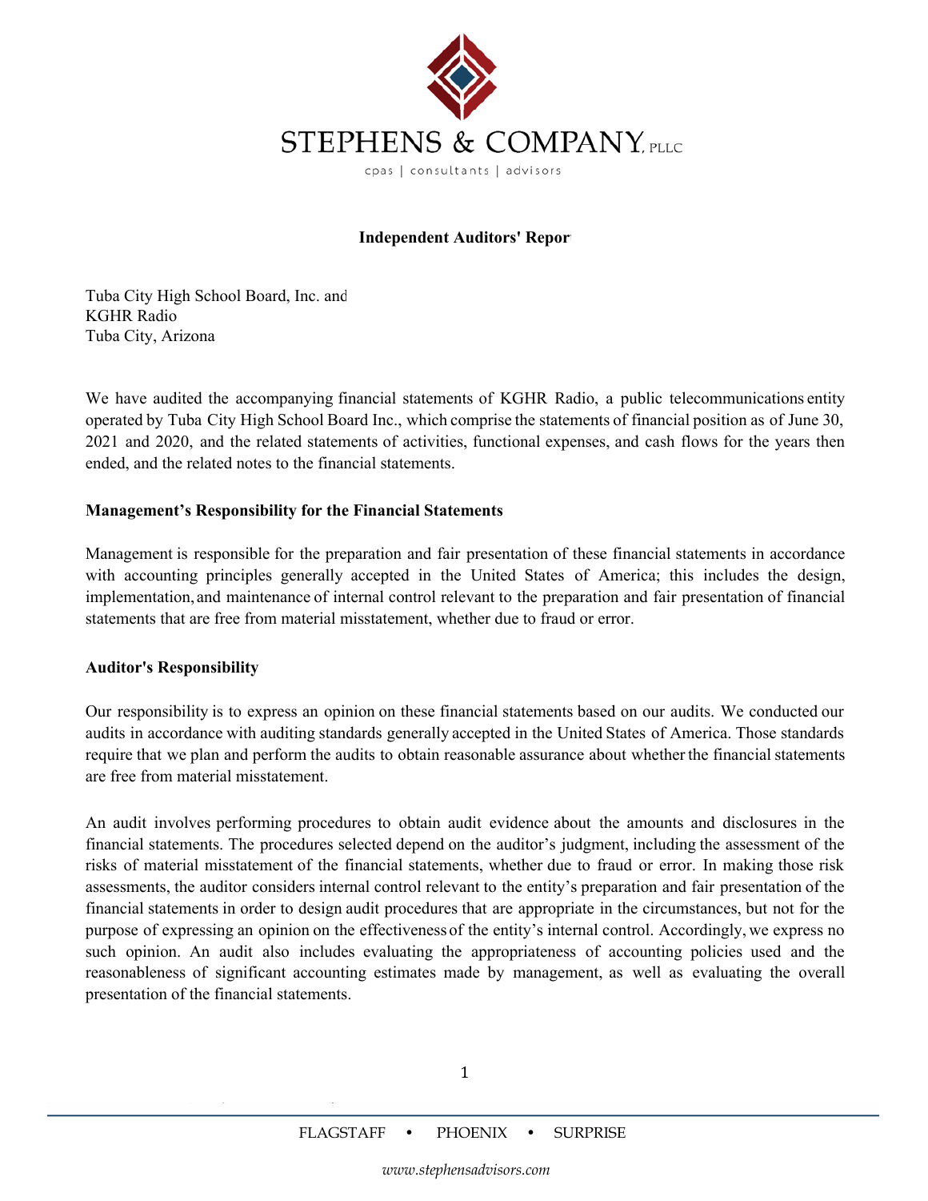STEPHENS & COMPANY, PLLC

cpas | consultants | advisors

**Independent Auditors' Repor**

Tuba City High School Board, Inc. and
KGHR Radio
Tuba City, Arizona

We have audited the accompanying financial statements of KGHR Radio, a public telecommunications entity operated by Tuba City High School Board Inc., which comprise the statements of financial position as of June 30, 2021 and 2020, and the related statements of activities, functional expenses, and cash flows for the years then ended, and the related notes to the financial statements.

**Management's Responsibility for the Financial Statements**

Management is responsible for the preparation and fair presentation of these financial statements in accordance with accounting principles generally accepted in the United States of America; this includes the design, implementation, and maintenance of internal control relevant to the preparation and fair presentation of financial statements that are free from material misstatement, whether due to fraud or error.

**Auditor's Responsibility**

Our responsibility is to express an opinion on these financial statements based on our audits. We conducted our audits in accordance with auditing standards generally accepted in the United States of America. Those standards require that we plan and perform the audits to obtain reasonable assurance about whether the financial statements are free from material misstatement.

An audit involves performing procedures to obtain audit evidence about the amounts and disclosures in the financial statements. The procedures selected depend on the auditor's judgment, including the assessment of the risks of material misstatement of the financial statements, whether due to fraud or error. In making those risk assessments, the auditor considers internal control relevant to the entity's preparation and fair presentation of the financial statements in order to design audit procedures that are appropriate in the circumstances, but not for the purpose of expressing an opinion on the effectiveness of the entity's internal control. Accordingly, we express no such opinion. An audit also includes evaluating the appropriateness of accounting policies used and the reasonableness of significant accounting estimates made by management, as well as evaluating the overall presentation of the financial statements.

FLAGSTAFF • PHOENIX • SURPRISE

*www.stephensadvisors.com*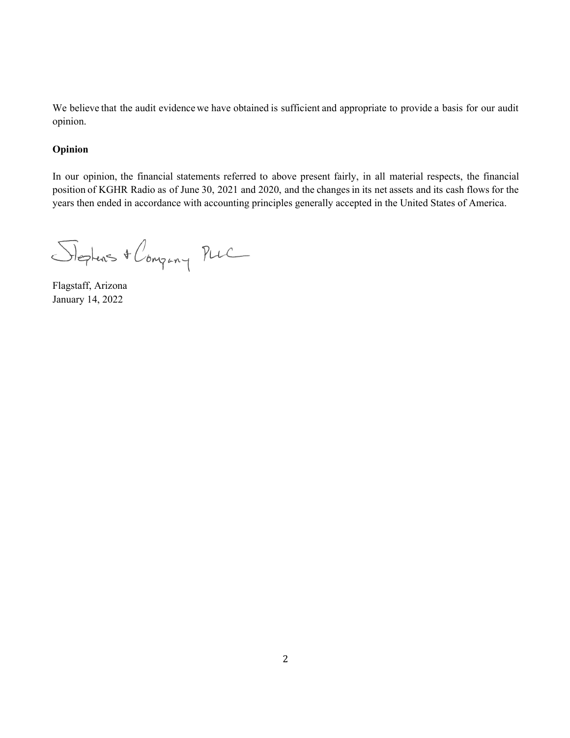We believe that the audit evidence we have obtained is sufficient and appropriate to provide a basis for our audit opinion.

**Opinion**

In our opinion, the financial statements referred to above present fairly, in all material respects, the financial position of KGHR Radio as of June 30, 2021 and 2020, and the changes in its net assets and its cash flows for the years then ended in accordance with accounting principles generally accepted in the United States of America.

Stephens & Company PLLC

Flagstaff, Arizona
January 14, 2022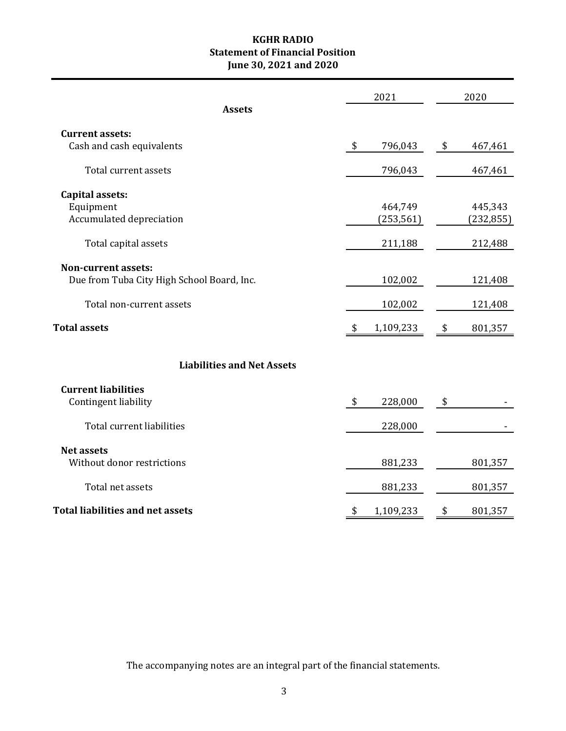# KGHR RADIO
## Statement of Financial Position
## June 30, 2021 and 2020

| | 2021 | 2020 |
|---|---|---|
| **Assets** | | |
| **Current assets:** | | |
| Cash and cash equivalents | $ 796,043 | $ 467,461 |
| Total current assets | 796,043 | 467,461 |
| **Capital assets:** | | |
| Equipment | 464,749 | 445,343 |
| Accumulated depreciation | (253,561) | (232,855) |
| Total capital assets | 211,188 | 212,488 |
| **Non-current assets:** | | |
| Due from Tuba City High School Board, Inc. | 102,002 | 121,408 |
| Total non-current assets | 102,002 | 121,408 |
| **Total assets** | $ 1,109,233 | $ 801,357 |
| **Liabilities and Net Assets** | | |
| **Current liabilities** | | |
| Contingent liability | $ 228,000 | $ - |
| Total current liabilities | 228,000 | - |
| **Net assets** | | |
| Without donor restrictions | 881,233 | 801,357 |
| Total net assets | 881,233 | 801,357 |
| **Total liabilities and net assets** | $ 1,109,233 | $ 801,357 |

The accompanying notes are an integral part of the financial statements.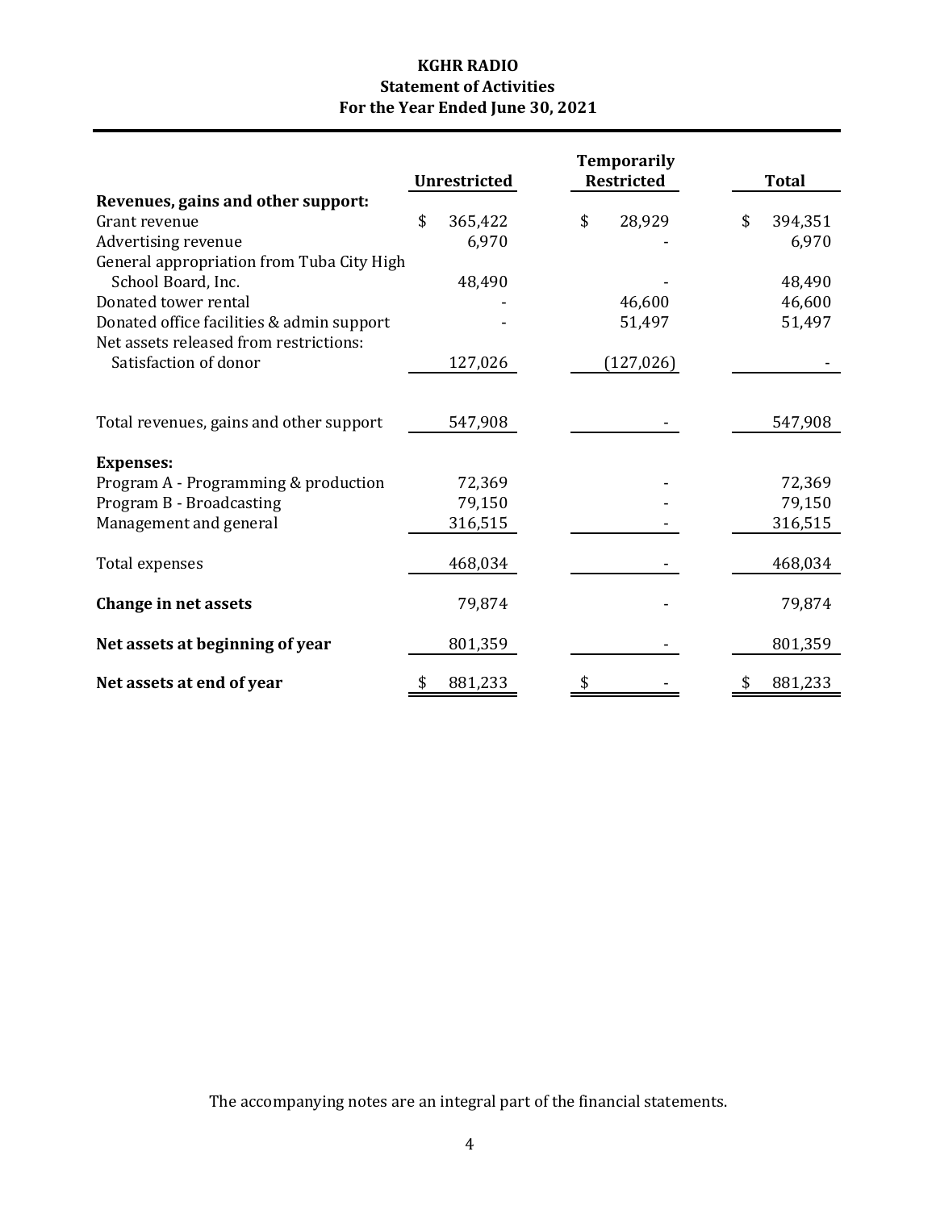# KGHR RADIO
## Statement of Activities
### For the Year Ended June 30, 2021

| | Unrestricted | Temporarily Restricted | Total |
|---|---|---|---|
| **Revenues, gains and other support:** | | | |
| Grant revenue | $ 365,422 | $ 28,929 | $ 394,351 |
| Advertising revenue | 6,970 | - | 6,970 |
| General appropriation from Tuba City High School Board, Inc. | 48,490 | - | 48,490 |
| Donated tower rental | - | 46,600 | 46,600 |
| Donated office facilities & admin support | - | 51,497 | 51,497 |
| Net assets released from restrictions: | | | |
| Satisfaction of donor | 127,026 | (127,026) | - |
| Total revenues, gains and other support | 547,908 | - | 547,908 |
| **Expenses:** | | | |
| Program A - Programming & production | 72,369 | - | 72,369 |
| Program B - Broadcasting | 79,150 | - | 79,150 |
| Management and general | 316,515 | - | 316,515 |
| Total expenses | 468,034 | - | 468,034 |
| **Change in net assets** | 79,874 | - | 79,874 |
| **Net assets at beginning of year** | 801,359 | - | 801,359 |
| **Net assets at end of year** | $ 881,233 | $ - | $ 881,233 |

The accompanying notes are an integral part of the financial statements.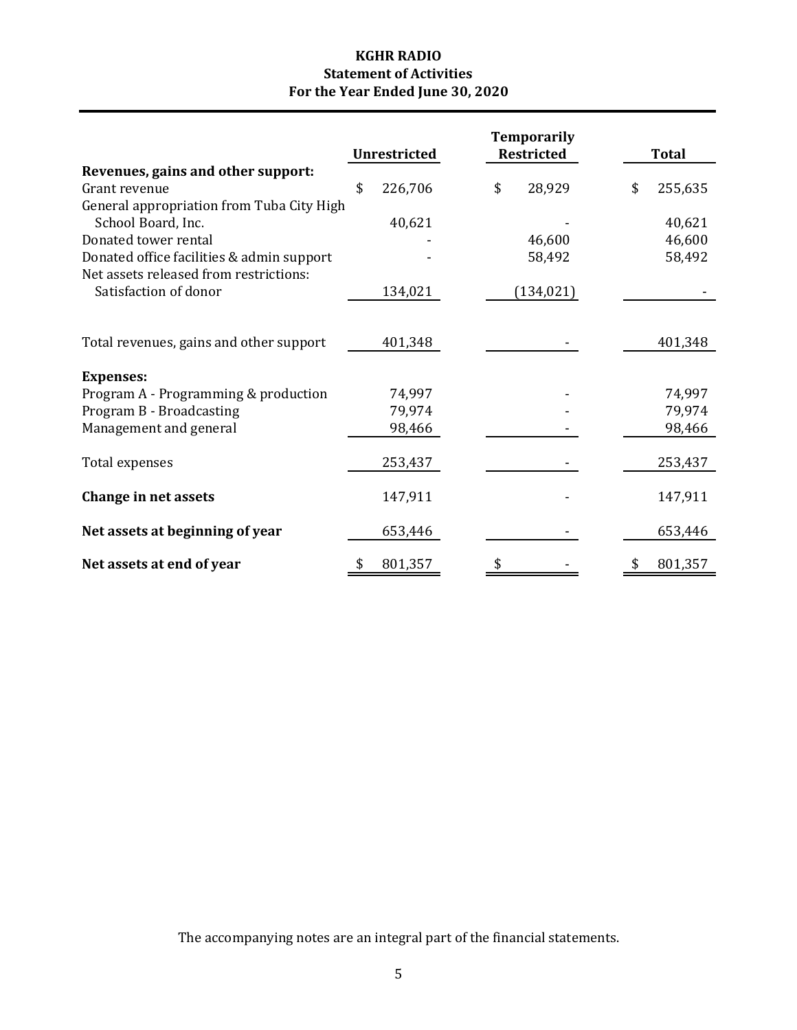# KGHR RADIO
## Statement of Activities
### For the Year Ended June 30, 2020

| | Unrestricted | Temporarily Restricted | Total |
|---|---|---|---|
| **Revenues, gains and other support:** | | | |
| Grant revenue | $ 226,706 | $ 28,929 | $ 255,635 |
| General appropriation from Tuba City High School Board, Inc. | 40,621 | - | 40,621 |
| Donated tower rental | - | 46,600 | 46,600 |
| Donated office facilities & admin support | - | 58,492 | 58,492 |
| Net assets released from restrictions: | | | |
| Satisfaction of donor | 134,021 | (134,021) | - |
| Total revenues, gains and other support | 401,348 | - | 401,348 |
| **Expenses:** | | | |
| Program A - Programming & production | 74,997 | - | 74,997 |
| Program B - Broadcasting | 79,974 | - | 79,974 |
| Management and general | 98,466 | - | 98,466 |
| Total expenses | 253,437 | - | 253,437 |
| **Change in net assets** | 147,911 | - | 147,911 |
| **Net assets at beginning of year** | 653,446 | - | 653,446 |
| **Net assets at end of year** | $ 801,357 | $ - | $ 801,357 |

The accompanying notes are an integral part of the financial statements.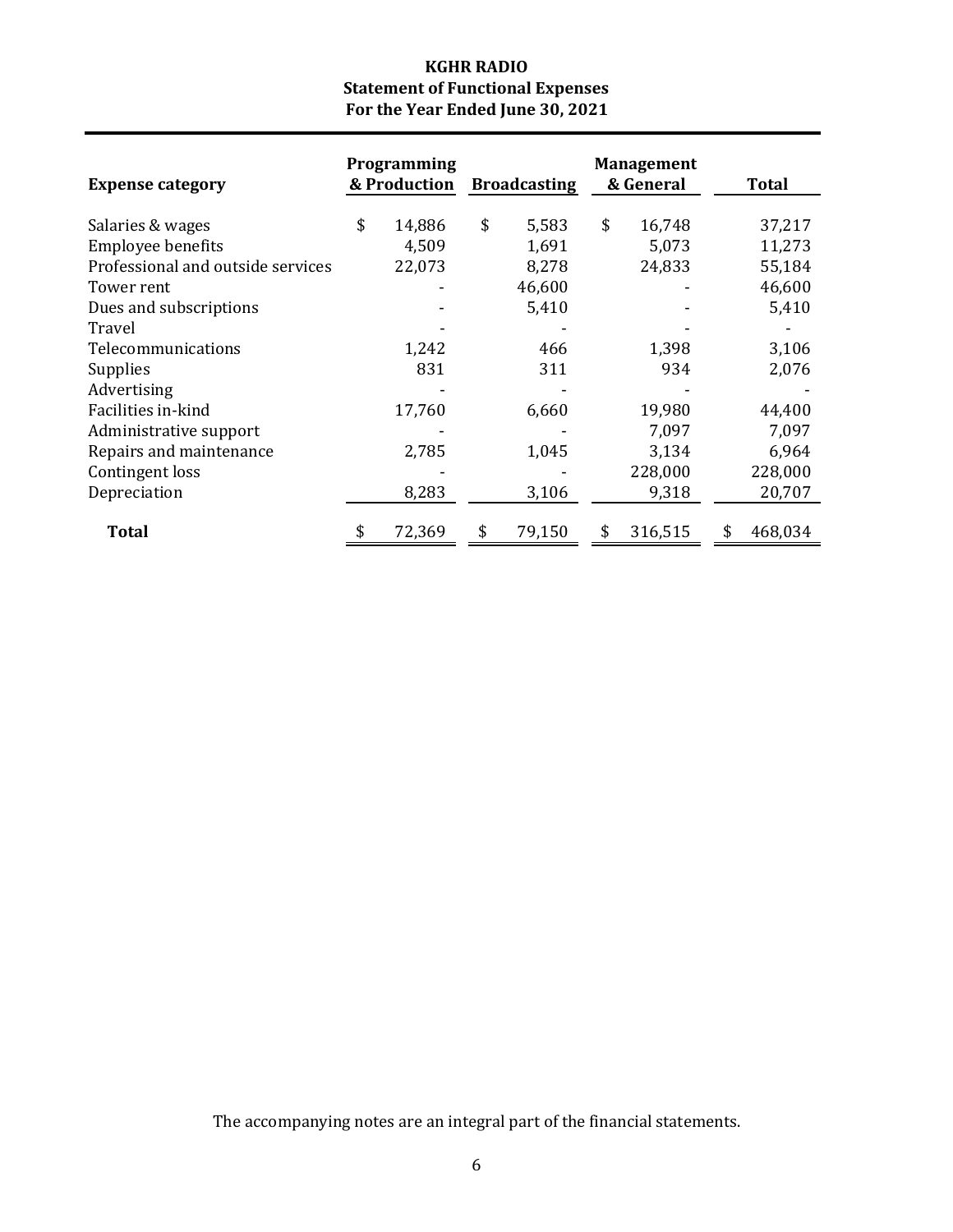# KGHR RADIO
## Statement of Functional Expenses
## For the Year Ended June 30, 2021

| Expense category | Programming & Production | Broadcasting | Management & General | Total |
|---|---|---|---|---|
| Salaries & wages | $ 14,886 | $ 5,583 | $ 16,748 | 37,217 |
| Employee benefits | 4,509 | 1,691 | 5,073 | 11,273 |
| Professional and outside services | 22,073 | 8,278 | 24,833 | 55,184 |
| Tower rent | - | 46,600 | - | 46,600 |
| Dues and subscriptions | - | 5,410 | - | 5,410 |
| Travel | - | - | - | - |
| Telecommunications | 1,242 | 466 | 1,398 | 3,106 |
| Supplies | 831 | 311 | 934 | 2,076 |
| Advertising | - | - | - | - |
| Facilities in-kind | 17,760 | 6,660 | 19,980 | 44,400 |
| Administrative support | - | - | 7,097 | 7,097 |
| Repairs and maintenance | 2,785 | 1,045 | 3,134 | 6,964 |
| Contingent loss | - | - | 228,000 | 228,000 |
| Depreciation | 8,283 | 3,106 | 9,318 | 20,707 |
| **Total** | $ 72,369 | $ 79,150 | $ 316,515 | $ 468,034 |

The accompanying notes are an integral part of the financial statements.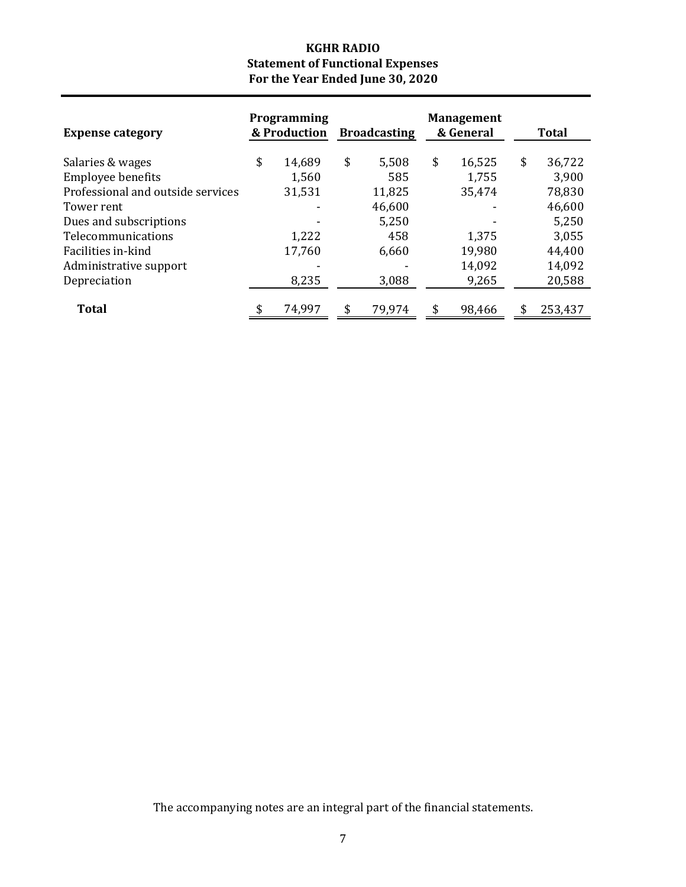**KGHR RADIO**
**Statement of Functional Expenses**
**For the Year Ended June 30, 2020**

| Expense category | Programming & Production | Broadcasting | Management & General | Total |
|---|---|---|---|---|
| Salaries & wages | $ 14,689 | $ 5,508 | $ 16,525 | $ 36,722 |
| Employee benefits | 1,560 | 585 | 1,755 | 3,900 |
| Professional and outside services | 31,531 | 11,825 | 35,474 | 78,830 |
| Tower rent | - | 46,600 | - | 46,600 |
| Dues and subscriptions | - | 5,250 | - | 5,250 |
| Telecommunications | 1,222 | 458 | 1,375 | 3,055 |
| Facilities in-kind | 17,760 | 6,660 | 19,980 | 44,400 |
| Administrative support | - | - | 14,092 | 14,092 |
| Depreciation | 8,235 | 3,088 | 9,265 | 20,588 |
| **Total** | $ 74,997 | $ 79,974 | $ 98,466 | $ 253,437 |

The accompanying notes are an integral part of the financial statements.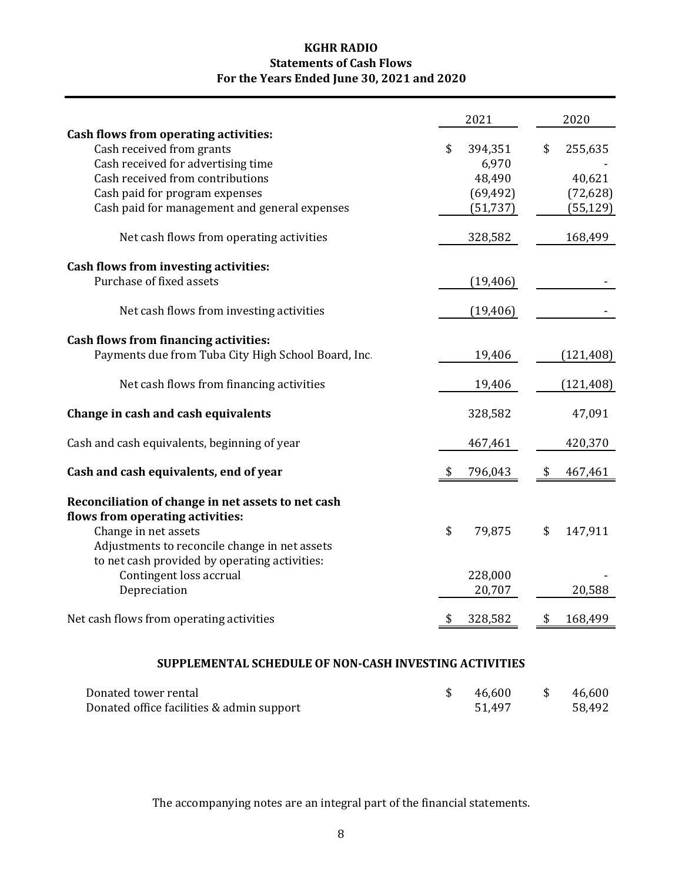# KGHR RADIO
## Statements of Cash Flows
### For the Years Ended June 30, 2021 and 2020

| | 2021 | 2020 |
|---|---|---|
| **Cash flows from operating activities:** | | |
| Cash received from grants | $ 394,351 | $ 255,635 |
| Cash received for advertising time | 6,970 | - |
| Cash received from contributions | 48,490 | 40,621 |
| Cash paid for program expenses | (69,492) | (72,628) |
| Cash paid for management and general expenses | (51,737) | (55,129) |
| Net cash flows from operating activities | 328,582 | 168,499 |
| **Cash flows from investing activities:** | | |
| Purchase of fixed assets | (19,406) | - |
| Net cash flows from investing activities | (19,406) | - |
| **Cash flows from financing activities:** | | |
| Payments due from Tuba City High School Board, Inc. | 19,406 | (121,408) |
| Net cash flows from financing activities | 19,406 | (121,408) |
| **Change in cash and cash equivalents** | 328,582 | 47,091 |
| Cash and cash equivalents, beginning of year | 467,461 | 420,370 |
| **Cash and cash equivalents, end of year** | $ 796,043 | $ 467,461 |
| **Reconciliation of change in net assets to net cash flows from operating activities:** | | |
| Change in net assets | $ 79,875 | $ 147,911 |
| Adjustments to reconcile change in net assets to net cash provided by operating activities: | | |
| Contingent loss accrual | 228,000 | - |
| Depreciation | 20,707 | 20,588 |
| Net cash flows from operating activities | $ 328,582 | $ 168,499 |

**SUPPLEMENTAL SCHEDULE OF NON-CASH INVESTING ACTIVITIES**

| | 2021 | 2020 |
|---|---|---|
| Donated tower rental | $ 46,600 | $ 46,600 |
| Donated office facilities & admin support | 51,497 | 58,492 |

The accompanying notes are an integral part of the financial statements.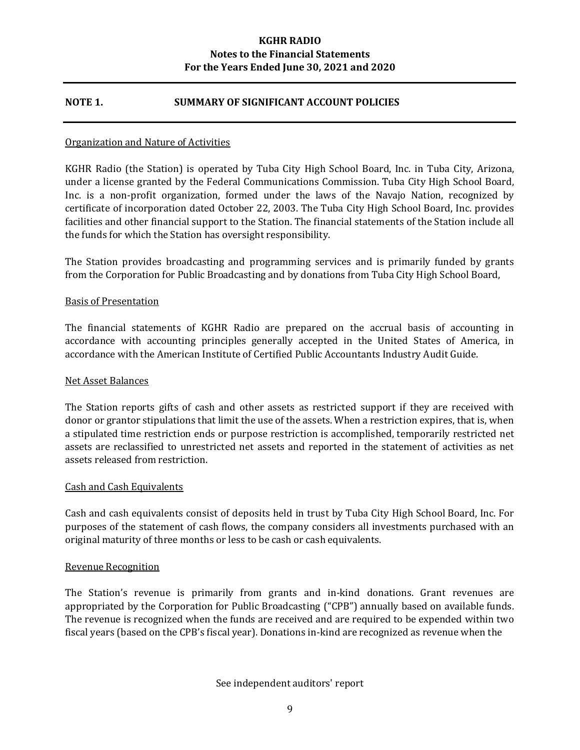**KGHR RADIO**
**Notes to the Financial Statements**
**For the Years Ended June 30, 2021 and 2020**

## NOTE 1. SUMMARY OF SIGNIFICANT ACCOUNT POLICIES

Organization and Nature of Activities

KGHR Radio (the Station) is operated by Tuba City High School Board, Inc. in Tuba City, Arizona, under a license granted by the Federal Communications Commission. Tuba City High School Board, Inc. is a non-profit organization, formed under the laws of the Navajo Nation, recognized by certificate of incorporation dated October 22, 2003. The Tuba City High School Board, Inc. provides facilities and other financial support to the Station. The financial statements of the Station include all the funds for which the Station has oversight responsibility.

The Station provides broadcasting and programming services and is primarily funded by grants from the Corporation for Public Broadcasting and by donations from Tuba City High School Board,

Basis of Presentation

The financial statements of KGHR Radio are prepared on the accrual basis of accounting in accordance with accounting principles generally accepted in the United States of America, in accordance with the American Institute of Certified Public Accountants Industry Audit Guide.

Net Asset Balances

The Station reports gifts of cash and other assets as restricted support if they are received with donor or grantor stipulations that limit the use of the assets. When a restriction expires, that is, when a stipulated time restriction ends or purpose restriction is accomplished, temporarily restricted net assets are reclassified to unrestricted net assets and reported in the statement of activities as net assets released from restriction.

Cash and Cash Equivalents

Cash and cash equivalents consist of deposits held in trust by Tuba City High School Board, Inc. For purposes of the statement of cash flows, the company considers all investments purchased with an original maturity of three months or less to be cash or cash equivalents.

Revenue Recognition

The Station's revenue is primarily from grants and in-kind donations. Grant revenues are appropriated by the Corporation for Public Broadcasting ("CPB") annually based on available funds. The revenue is recognized when the funds are received and are required to be expended within two fiscal years (based on the CPB's fiscal year). Donations in-kind are recognized as revenue when the

See independent auditors' report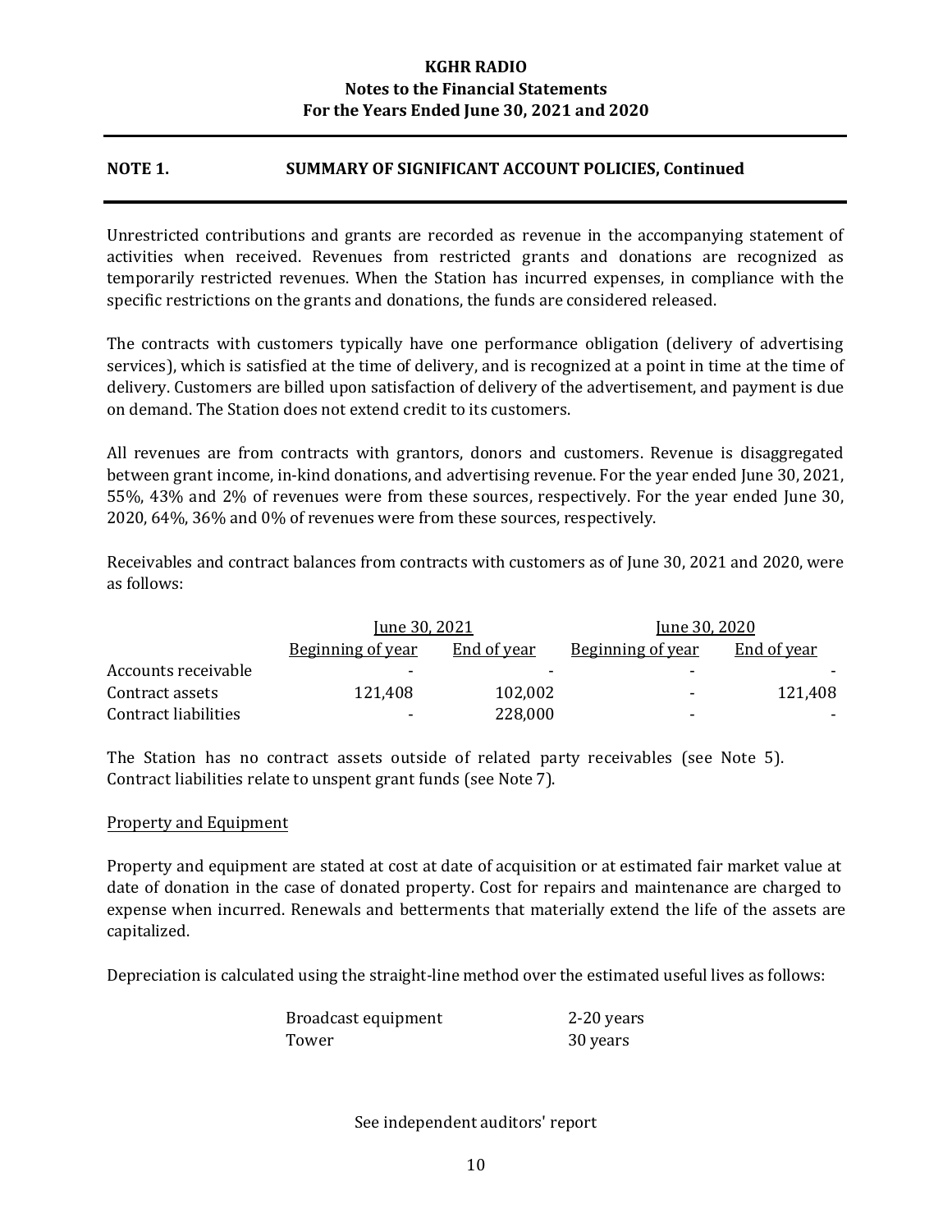## NOTE 1. SUMMARY OF SIGNIFICANT ACCOUNT POLICIES, Continued

Unrestricted contributions and grants are recorded as revenue in the accompanying statement of activities when received. Revenues from restricted grants and donations are recognized as temporarily restricted revenues. When the Station has incurred expenses, in compliance with the specific restrictions on the grants and donations, the funds are considered released.

The contracts with customers typically have one performance obligation (delivery of advertising services), which is satisfied at the time of delivery, and is recognized at a point in time at the time of delivery. Customers are billed upon satisfaction of delivery of the advertisement, and payment is due on demand. The Station does not extend credit to its customers.

All revenues are from contracts with grantors, donors and customers. Revenue is disaggregated between grant income, in-kind donations, and advertising revenue. For the year ended June 30, 2021, 55%, 43% and 2% of revenues were from these sources, respectively. For the year ended June 30, 2020, 64%, 36% and 0% of revenues were from these sources, respectively.

Receivables and contract balances from contracts with customers as of June 30, 2021 and 2020, were as follows:

| | June 30, 2021 | | June 30, 2020 | |
|---|---|---|---|---|
| | Beginning of year | End of year | Beginning of year | End of year |
| Accounts receivable | - | - | - | - |
| Contract assets | 121,408 | 102,002 | - | 121,408 |
| Contract liabilities | - | 228,000 | - | - |

The Station has no contract assets outside of related party receivables (see Note 5). Contract liabilities relate to unspent grant funds (see Note 7).

### Property and Equipment

Property and equipment are stated at cost at date of acquisition or at estimated fair market value at date of donation in the case of donated property. Cost for repairs and maintenance are charged to expense when incurred. Renewals and betterments that materially extend the life of the assets are capitalized.

Depreciation is calculated using the straight-line method over the estimated useful lives as follows:

| | |
|---|---|
| Broadcast equipment | 2-20 years |
| Tower | 30 years |

See independent auditors' report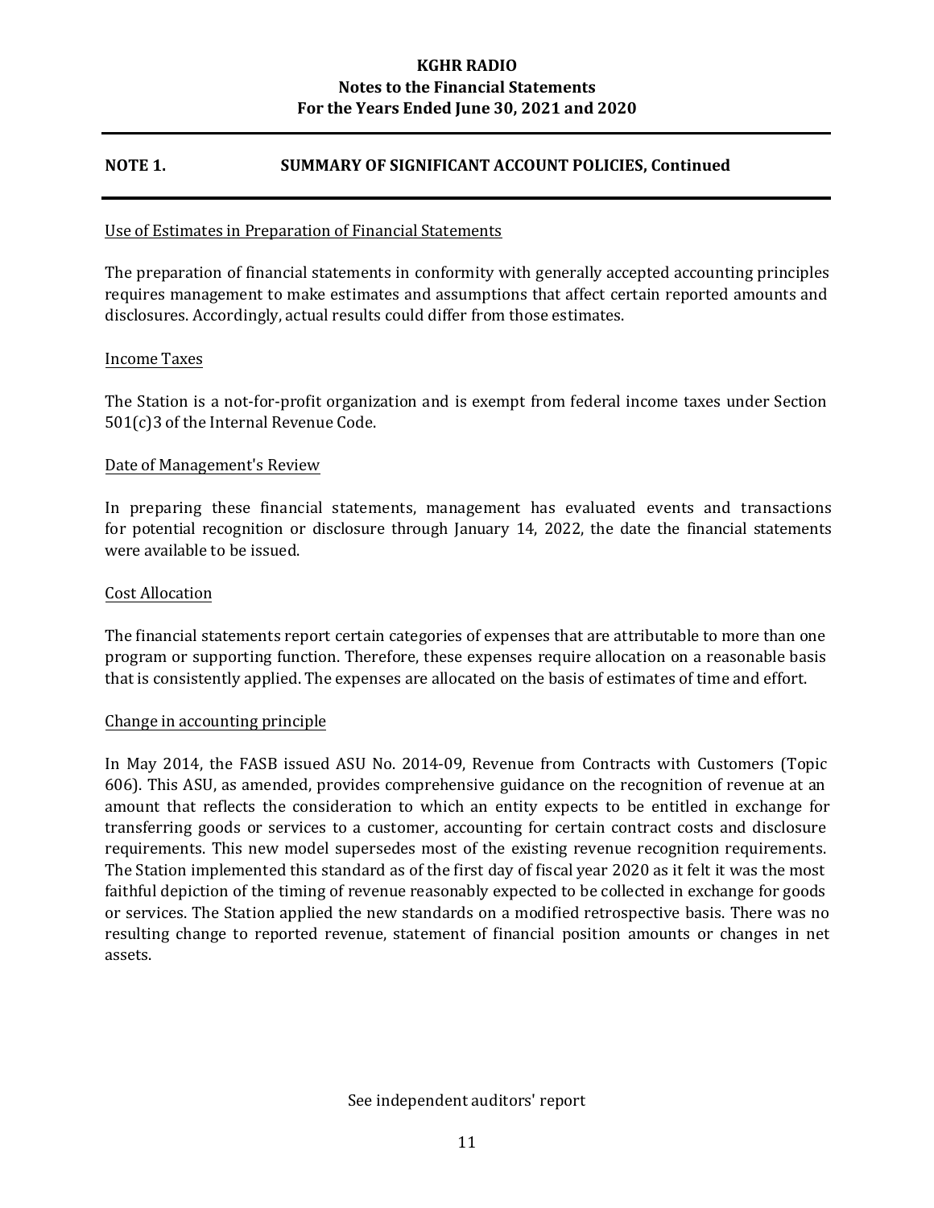## NOTE 1. SUMMARY OF SIGNIFICANT ACCOUNT POLICIES, Continued

Use of Estimates in Preparation of Financial Statements

The preparation of financial statements in conformity with generally accepted accounting principles requires management to make estimates and assumptions that affect certain reported amounts and disclosures. Accordingly, actual results could differ from those estimates.

Income Taxes

The Station is a not-for-profit organization and is exempt from federal income taxes under Section 501(c)3 of the Internal Revenue Code.

Date of Management's Review

In preparing these financial statements, management has evaluated events and transactions for potential recognition or disclosure through January 14, 2022, the date the financial statements were available to be issued.

Cost Allocation

The financial statements report certain categories of expenses that are attributable to more than one program or supporting function. Therefore, these expenses require allocation on a reasonable basis that is consistently applied. The expenses are allocated on the basis of estimates of time and effort.

Change in accounting principle

In May 2014, the FASB issued ASU No. 2014-09, Revenue from Contracts with Customers (Topic 606). This ASU, as amended, provides comprehensive guidance on the recognition of revenue at an amount that reflects the consideration to which an entity expects to be entitled in exchange for transferring goods or services to a customer, accounting for certain contract costs and disclosure requirements. This new model supersedes most of the existing revenue recognition requirements. The Station implemented this standard as of the first day of fiscal year 2020 as it felt it was the most faithful depiction of the timing of revenue reasonably expected to be collected in exchange for goods or services. The Station applied the new standards on a modified retrospective basis. There was no resulting change to reported revenue, statement of financial position amounts or changes in net assets.

See independent auditors' report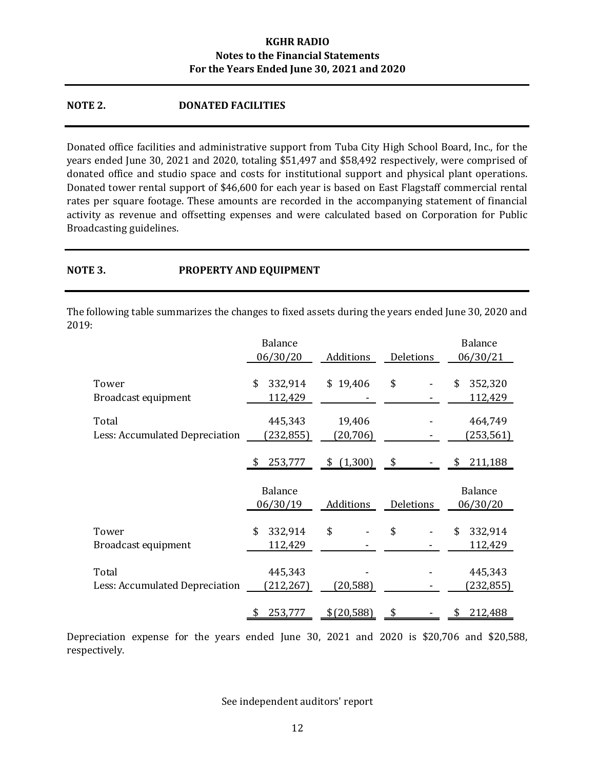# KGHR RADIO
## Notes to the Financial Statements
## For the Years Ended June 30, 2021 and 2020

## NOTE 2. DONATED FACILITIES

Donated office facilities and administrative support from Tuba City High School Board, Inc., for the years ended June 30, 2021 and 2020, totaling $51,497 and $58,492 respectively, were comprised of donated office and studio space and costs for institutional support and physical plant operations. Donated tower rental support of $46,600 for each year is based on East Flagstaff commercial rental rates per square footage. These amounts are recorded in the accompanying statement of financial activity as revenue and offsetting expenses and were calculated based on Corporation for Public Broadcasting guidelines.

## NOTE 3. PROPERTY AND EQUIPMENT

The following table summarizes the changes to fixed assets during the years ended June 30, 2020 and 2019:

| | Balance 06/30/20 | Additions | Deletions | Balance 06/30/21 |
|---|---|---|---|---|
| Tower | $ 332,914 | $ 19,406 | $ - | $ 352,320 |
| Broadcast equipment | 112,429 | - | - | 112,429 |
| Total | 445,343 | 19,406 | - | 464,749 |
| Less: Accumulated Depreciation | (232,855) | (20,706) | - | (253,561) |
| | $ 253,777 | $ (1,300) | $ - | $ 211,188 |

| | Balance 06/30/19 | Additions | Deletions | Balance 06/30/20 |
|---|---|---|---|---|
| Tower | $ 332,914 | $ - | $ - | $ 332,914 |
| Broadcast equipment | 112,429 | - | - | 112,429 |
| Total | 445,343 | - | - | 445,343 |
| Less: Accumulated Depreciation | (212,267) | (20,588) | - | (232,855) |
| | $ 253,777 | $ (20,588) | $ - | $ 212,488 |

Depreciation expense for the years ended June 30, 2021 and 2020 is $20,706 and $20,588, respectively.

See independent auditors' report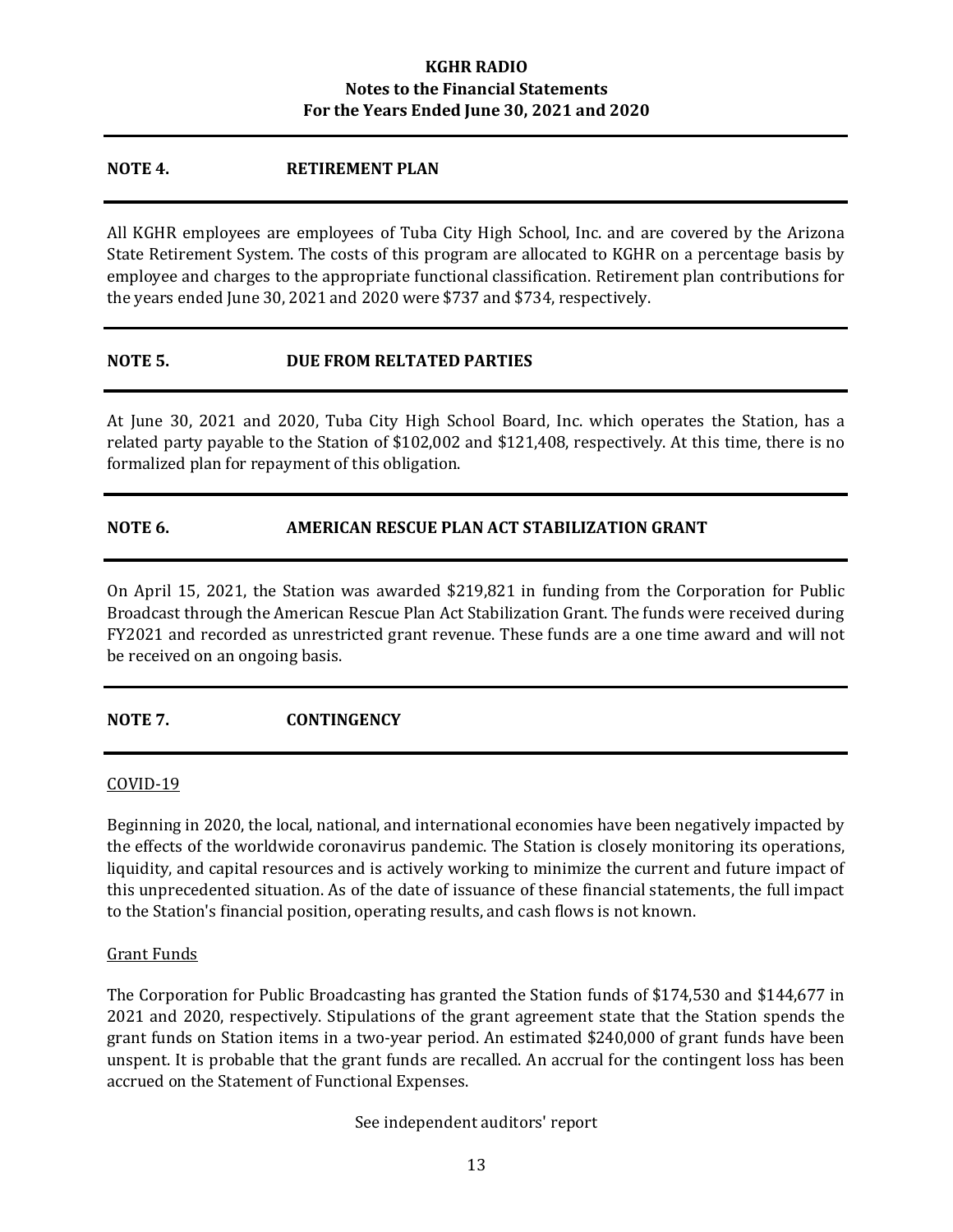## NOTE 4. RETIREMENT PLAN

All KGHR employees are employees of Tuba City High School, Inc. and are covered by the Arizona State Retirement System. The costs of this program are allocated to KGHR on a percentage basis by employee and charges to the appropriate functional classification. Retirement plan contributions for the years ended June 30, 2021 and 2020 were $737 and $734, respectively.

## NOTE 5. DUE FROM RELTATED PARTIES

At June 30, 2021 and 2020, Tuba City High School Board, Inc. which operates the Station, has a related party payable to the Station of $102,002 and $121,408, respectively. At this time, there is no formalized plan for repayment of this obligation.

## NOTE 6. AMERICAN RESCUE PLAN ACT STABILIZATION GRANT

On April 15, 2021, the Station was awarded $219,821 in funding from the Corporation for Public Broadcast through the American Rescue Plan Act Stabilization Grant. The funds were received during FY2021 and recorded as unrestricted grant revenue. These funds are a one time award and will not be received on an ongoing basis.

## NOTE 7. CONTINGENCY

COVID-19

Beginning in 2020, the local, national, and international economies have been negatively impacted by the effects of the worldwide coronavirus pandemic. The Station is closely monitoring its operations, liquidity, and capital resources and is actively working to minimize the current and future impact of this unprecedented situation. As of the date of issuance of these financial statements, the full impact to the Station's financial position, operating results, and cash flows is not known.

Grant Funds

The Corporation for Public Broadcasting has granted the Station funds of $174,530 and $144,677 in 2021 and 2020, respectively. Stipulations of the grant agreement state that the Station spends the grant funds on Station items in a two-year period. An estimated $240,000 of grant funds have been unspent. It is probable that the grant funds are recalled. An accrual for the contingent loss has been accrued on the Statement of Functional Expenses.

See independent auditors' report